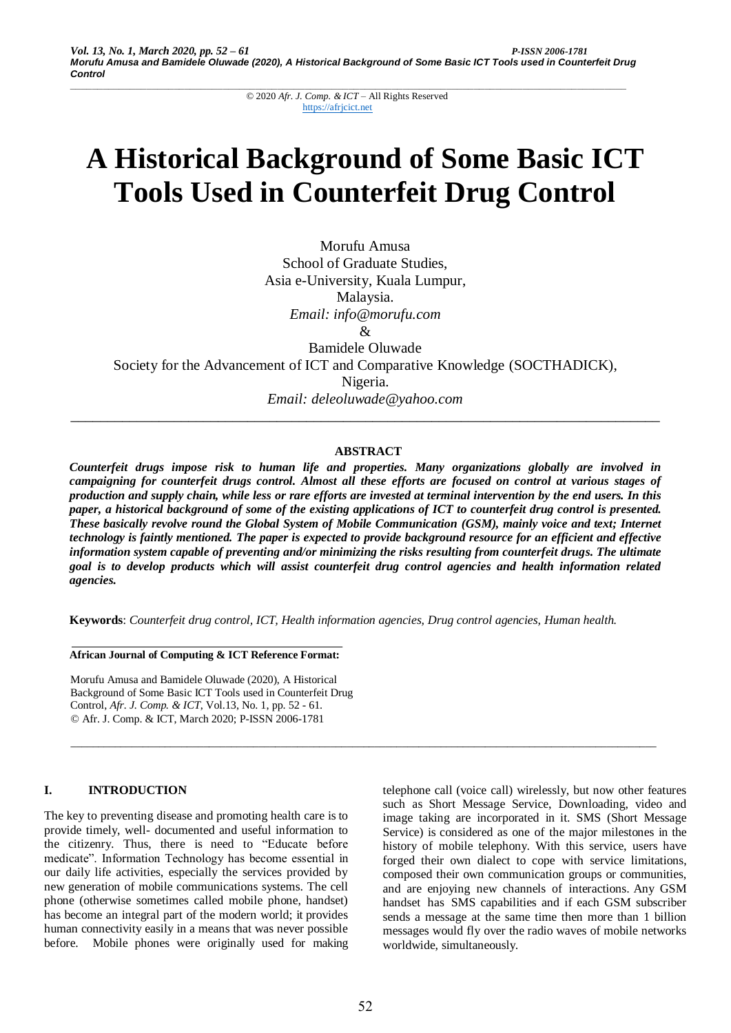© 2020 *Afr. J. Comp. & ICT* – All Rights Reserved
https://afrjcict.net

# A Historical Background of Some Basic ICT Tools Used in Counterfeit Drug Control

Morufu Amusa
School of Graduate Studies,
Asia e-University, Kuala Lumpur,
Malaysia.
*Email: info@morufu.com*
&
Bamidele Oluwade
Society for the Advancement of ICT and Comparative Knowledge (SOCTHADICK),
Nigeria.
*Email: deleoluwade@yahoo.com*

---

## ABSTRACT

***Counterfeit drugs impose risk to human life and properties. Many organizations globally are involved in campaigning for counterfeit drugs control. Almost all these efforts are focused on control at various stages of production and supply chain, while less or rare efforts are invested at terminal intervention by the end users. In this paper, a historical background of some of the existing applications of ICT to counterfeit drug control is presented. These basically revolve round the Global System of Mobile Communication (GSM), mainly voice and text; Internet technology is faintly mentioned. The paper is expected to provide background resource for an efficient and effective information system capable of preventing and/or minimizing the risks resulting from counterfeit drugs. The ultimate goal is to develop products which will assist counterfeit drug control agencies and health information related agencies.***

**Keywords**: *Counterfeit drug control, ICT, Health information agencies, Drug control agencies, Human health.*

---

**African Journal of Computing & ICT Reference Format:**

Morufu Amusa and Bamidele Oluwade (2020), A Historical Background of Some Basic ICT Tools used in Counterfeit Drug Control, *Afr. J. Comp. & ICT*, Vol.13, No. 1, pp. 52 - 61.
© Afr. J. Comp. & ICT, March 2020; P-ISSN 2006-1781

---

## I. INTRODUCTION

The key to preventing disease and promoting health care is to provide timely, well- documented and useful information to the citizenry. Thus, there is need to "Educate before medicate". Information Technology has become essential in our daily life activities, especially the services provided by new generation of mobile communications systems. The cell phone (otherwise sometimes called mobile phone, handset) has become an integral part of the modern world; it provides human connectivity easily in a means that was never possible before. Mobile phones were originally used for making telephone call (voice call) wirelessly, but now other features such as Short Message Service, Downloading, video and image taking are incorporated in it. SMS (Short Message Service) is considered as one of the major milestones in the history of mobile telephony. With this service, users have forged their own dialect to cope with service limitations, composed their own communication groups or communities, and are enjoying new channels of interactions. Any GSM handset has SMS capabilities and if each GSM subscriber sends a message at the same time then more than 1 billion messages would fly over the radio waves of mobile networks worldwide, simultaneously.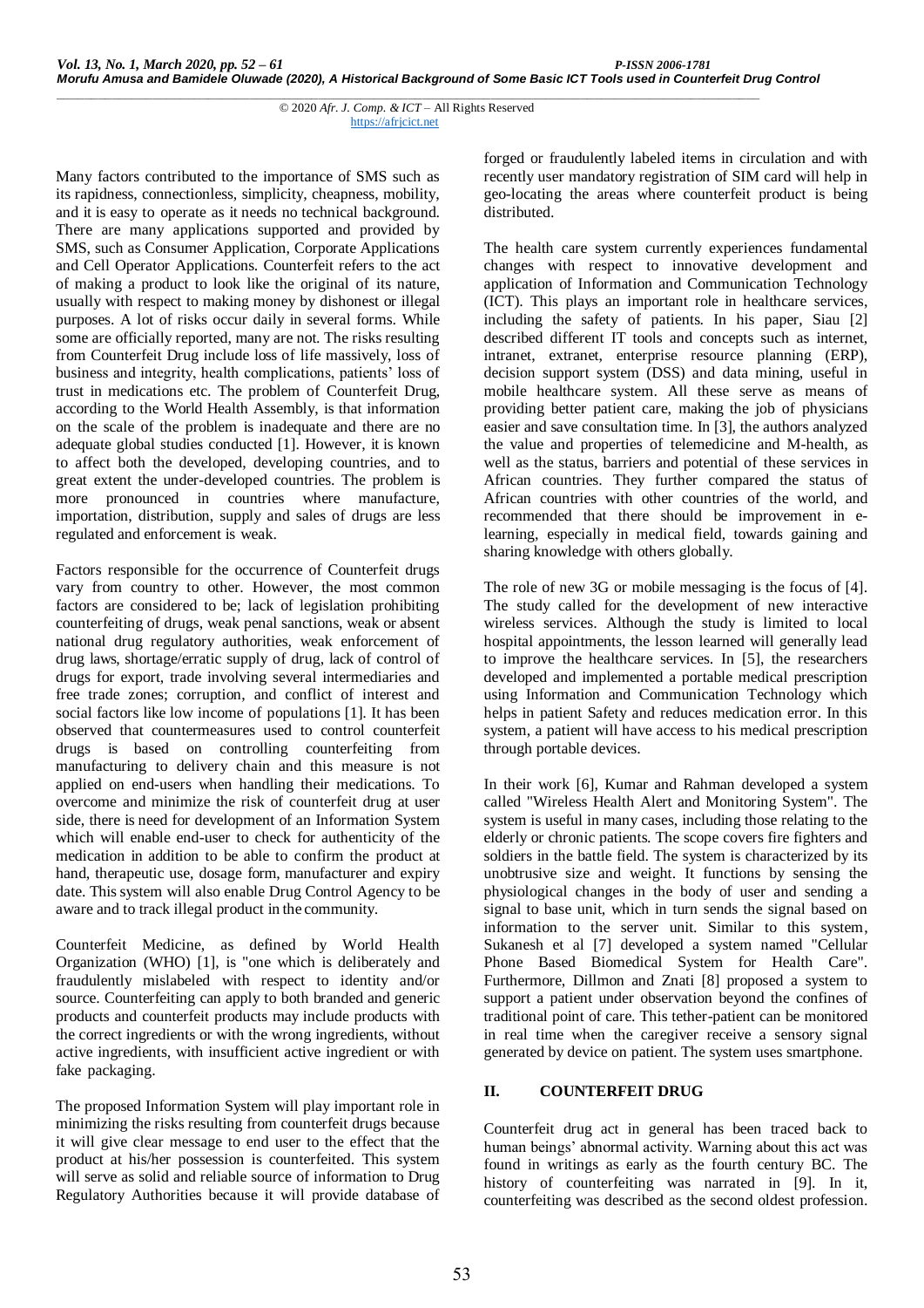Many factors contributed to the importance of SMS such as its rapidness, connectionless, simplicity, cheapness, mobility, and it is easy to operate as it needs no technical background. There are many applications supported and provided by SMS, such as Consumer Application, Corporate Applications and Cell Operator Applications. Counterfeit refers to the act of making a product to look like the original of its nature, usually with respect to making money by dishonest or illegal purposes. A lot of risks occur daily in several forms. While some are officially reported, many are not. The risks resulting from Counterfeit Drug include loss of life massively, loss of business and integrity, health complications, patients' loss of trust in medications etc. The problem of Counterfeit Drug, according to the World Health Assembly, is that information on the scale of the problem is inadequate and there are no adequate global studies conducted [1]. However, it is known to affect both the developed, developing countries, and to great extent the under-developed countries. The problem is more pronounced in countries where manufacture, importation, distribution, supply and sales of drugs are less regulated and enforcement is weak.

Factors responsible for the occurrence of Counterfeit drugs vary from country to other. However, the most common factors are considered to be; lack of legislation prohibiting counterfeiting of drugs, weak penal sanctions, weak or absent national drug regulatory authorities, weak enforcement of drug laws, shortage/erratic supply of drug, lack of control of drugs for export, trade involving several intermediaries and free trade zones; corruption, and conflict of interest and social factors like low income of populations [1]. It has been observed that countermeasures used to control counterfeit drugs is based on controlling counterfeiting from manufacturing to delivery chain and this measure is not applied on end-users when handling their medications. To overcome and minimize the risk of counterfeit drug at user side, there is need for development of an Information System which will enable end-user to check for authenticity of the medication in addition to be able to confirm the product at hand, therapeutic use, dosage form, manufacturer and expiry date. This system will also enable Drug Control Agency to be aware and to track illegal product in the community.

Counterfeit Medicine, as defined by World Health Organization (WHO) [1], is "one which is deliberately and fraudulently mislabeled with respect to identity and/or source. Counterfeiting can apply to both branded and generic products and counterfeit products may include products with the correct ingredients or with the wrong ingredients, without active ingredients, with insufficient active ingredient or with fake packaging.

The proposed Information System will play important role in minimizing the risks resulting from counterfeit drugs because it will give clear message to end user to the effect that the product at his/her possession is counterfeited. This system will serve as solid and reliable source of information to Drug Regulatory Authorities because it will provide database of forged or fraudulently labeled items in circulation and with recently user mandatory registration of SIM card will help in geo-locating the areas where counterfeit product is being distributed.

The health care system currently experiences fundamental changes with respect to innovative development and application of Information and Communication Technology (ICT). This plays an important role in healthcare services, including the safety of patients. In his paper, Siau [2] described different IT tools and concepts such as internet, intranet, extranet, enterprise resource planning (ERP), decision support system (DSS) and data mining, useful in mobile healthcare system. All these serve as means of providing better patient care, making the job of physicians easier and save consultation time. In [3], the authors analyzed the value and properties of telemedicine and M-health, as well as the status, barriers and potential of these services in African countries. They further compared the status of African countries with other countries of the world, and recommended that there should be improvement in e-learning, especially in medical field, towards gaining and sharing knowledge with others globally.

The role of new 3G or mobile messaging is the focus of [4]. The study called for the development of new interactive wireless services. Although the study is limited to local hospital appointments, the lesson learned will generally lead to improve the healthcare services. In [5], the researchers developed and implemented a portable medical prescription using Information and Communication Technology which helps in patient Safety and reduces medication error. In this system, a patient will have access to his medical prescription through portable devices.

In their work [6], Kumar and Rahman developed a system called "Wireless Health Alert and Monitoring System". The system is useful in many cases, including those relating to the elderly or chronic patients. The scope covers fire fighters and soldiers in the battle field. The system is characterized by its unobtrusive size and weight. It functions by sensing the physiological changes in the body of user and sending a signal to base unit, which in turn sends the signal based on information to the server unit. Similar to this system, Sukanesh et al [7] developed a system named "Cellular Phone Based Biomedical System for Health Care". Furthermore, Dillmon and Znati [8] proposed a system to support a patient under observation beyond the confines of traditional point of care. This tether-patient can be monitored in real time when the caregiver receive a sensory signal generated by device on patient. The system uses smartphone.

## II. COUNTERFEIT DRUG

Counterfeit drug act in general has been traced back to human beings' abnormal activity. Warning about this act was found in writings as early as the fourth century BC. The history of counterfeiting was narrated in [9]. In it, counterfeiting was described as the second oldest profession.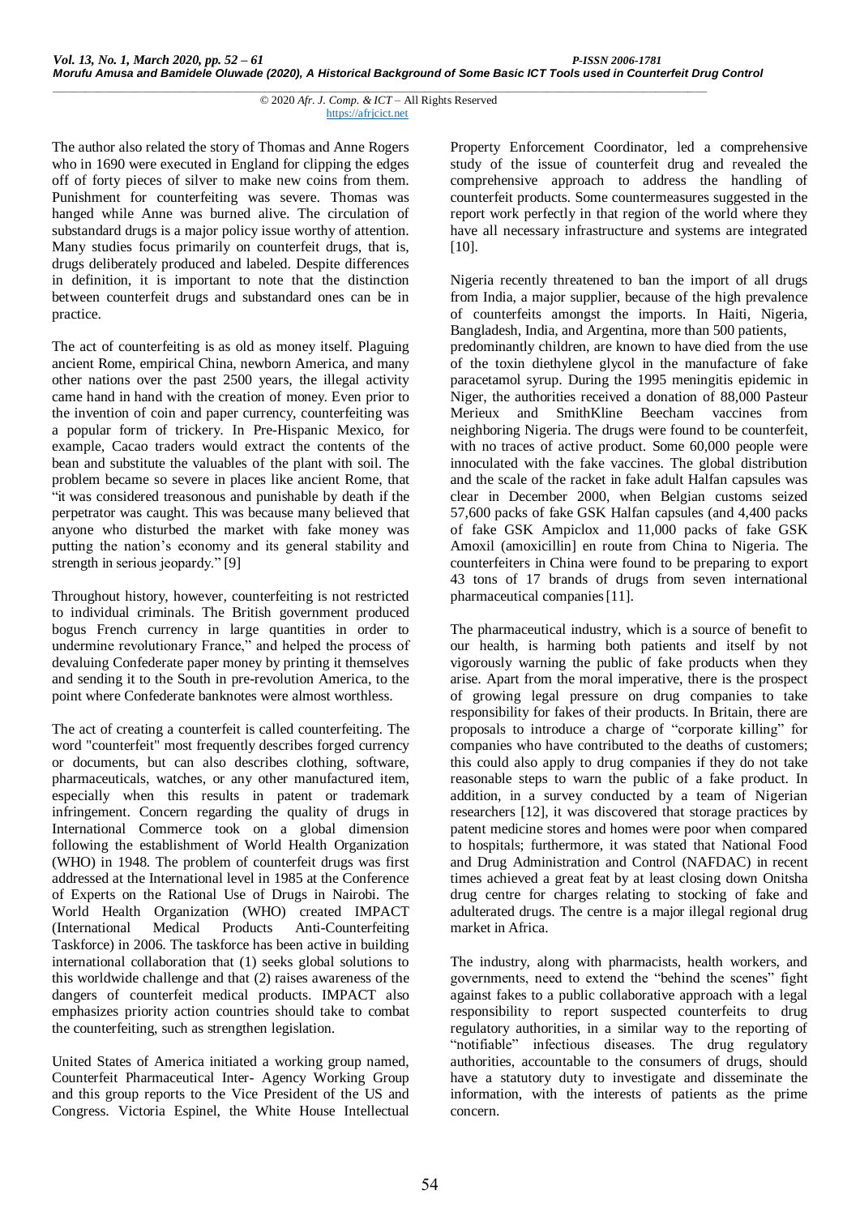The author also related the story of Thomas and Anne Rogers who in 1690 were executed in England for clipping the edges off of forty pieces of silver to make new coins from them. Punishment for counterfeiting was severe. Thomas was hanged while Anne was burned alive. The circulation of substandard drugs is a major policy issue worthy of attention. Many studies focus primarily on counterfeit drugs, that is, drugs deliberately produced and labeled. Despite differences in definition, it is important to note that the distinction between counterfeit drugs and substandard ones can be in practice.

The act of counterfeiting is as old as money itself. Plaguing ancient Rome, empirical China, newborn America, and many other nations over the past 2500 years, the illegal activity came hand in hand with the creation of money. Even prior to the invention of coin and paper currency, counterfeiting was a popular form of trickery. In Pre-Hispanic Mexico, for example, Cacao traders would extract the contents of the bean and substitute the valuables of the plant with soil. The problem became so severe in places like ancient Rome, that "it was considered treasonous and punishable by death if the perpetrator was caught. This was because many believed that anyone who disturbed the market with fake money was putting the nation's economy and its general stability and strength in serious jeopardy." [9]

Throughout history, however, counterfeiting is not restricted to individual criminals. The British government produced bogus French currency in large quantities in order to undermine revolutionary France," and helped the process of devaluing Confederate paper money by printing it themselves and sending it to the South in pre-revolution America, to the point where Confederate banknotes were almost worthless.

The act of creating a counterfeit is called counterfeiting. The word "counterfeit" most frequently describes forged currency or documents, but can also describes clothing, software, pharmaceuticals, watches, or any other manufactured item, especially when this results in patent or trademark infringement. Concern regarding the quality of drugs in International Commerce took on a global dimension following the establishment of World Health Organization (WHO) in 1948. The problem of counterfeit drugs was first addressed at the International level in 1985 at the Conference of Experts on the Rational Use of Drugs in Nairobi. The World Health Organization (WHO) created IMPACT (International Medical Products Anti-Counterfeiting Taskforce) in 2006. The taskforce has been active in building international collaboration that (1) seeks global solutions to this worldwide challenge and that (2) raises awareness of the dangers of counterfeit medical products. IMPACT also emphasizes priority action countries should take to combat the counterfeiting, such as strengthen legislation.

United States of America initiated a working group named, Counterfeit Pharmaceutical Inter- Agency Working Group and this group reports to the Vice President of the US and Congress. Victoria Espinel, the White House Intellectual Property Enforcement Coordinator, led a comprehensive study of the issue of counterfeit drug and revealed the comprehensive approach to address the handling of counterfeit products. Some countermeasures suggested in the report work perfectly in that region of the world where they have all necessary infrastructure and systems are integrated [10].

Nigeria recently threatened to ban the import of all drugs from India, a major supplier, because of the high prevalence of counterfeits amongst the imports. In Haiti, Nigeria, Bangladesh, India, and Argentina, more than 500 patients, predominantly children, are known to have died from the use of the toxin diethylene glycol in the manufacture of fake paracetamol syrup. During the 1995 meningitis epidemic in Niger, the authorities received a donation of 88,000 Pasteur Merieux and SmithKline Beecham vaccines from neighboring Nigeria. The drugs were found to be counterfeit, with no traces of active product. Some 60,000 people were innoculated with the fake vaccines. The global distribution and the scale of the racket in fake adult Halfan capsules was clear in December 2000, when Belgian customs seized 57,600 packs of fake GSK Halfan capsules (and 4,400 packs of fake GSK Ampiclox and 11,000 packs of fake GSK Amoxil (amoxicillin] en route from China to Nigeria. The counterfeiters in China were found to be preparing to export 43 tons of 17 brands of drugs from seven international pharmaceutical companies [11].

The pharmaceutical industry, which is a source of benefit to our health, is harming both patients and itself by not vigorously warning the public of fake products when they arise. Apart from the moral imperative, there is the prospect of growing legal pressure on drug companies to take responsibility for fakes of their products. In Britain, there are proposals to introduce a charge of "corporate killing" for companies who have contributed to the deaths of customers; this could also apply to drug companies if they do not take reasonable steps to warn the public of a fake product. In addition, in a survey conducted by a team of Nigerian researchers [12], it was discovered that storage practices by patent medicine stores and homes were poor when compared to hospitals; furthermore, it was stated that National Food and Drug Administration and Control (NAFDAC) in recent times achieved a great feat by at least closing down Onitsha drug centre for charges relating to stocking of fake and adulterated drugs. The centre is a major illegal regional drug market in Africa.

The industry, along with pharmacists, health workers, and governments, need to extend the "behind the scenes" fight against fakes to a public collaborative approach with a legal responsibility to report suspected counterfeits to drug regulatory authorities, in a similar way to the reporting of "notifiable" infectious diseases. The drug regulatory authorities, accountable to the consumers of drugs, should have a statutory duty to investigate and disseminate the information, with the interests of patients as the prime concern.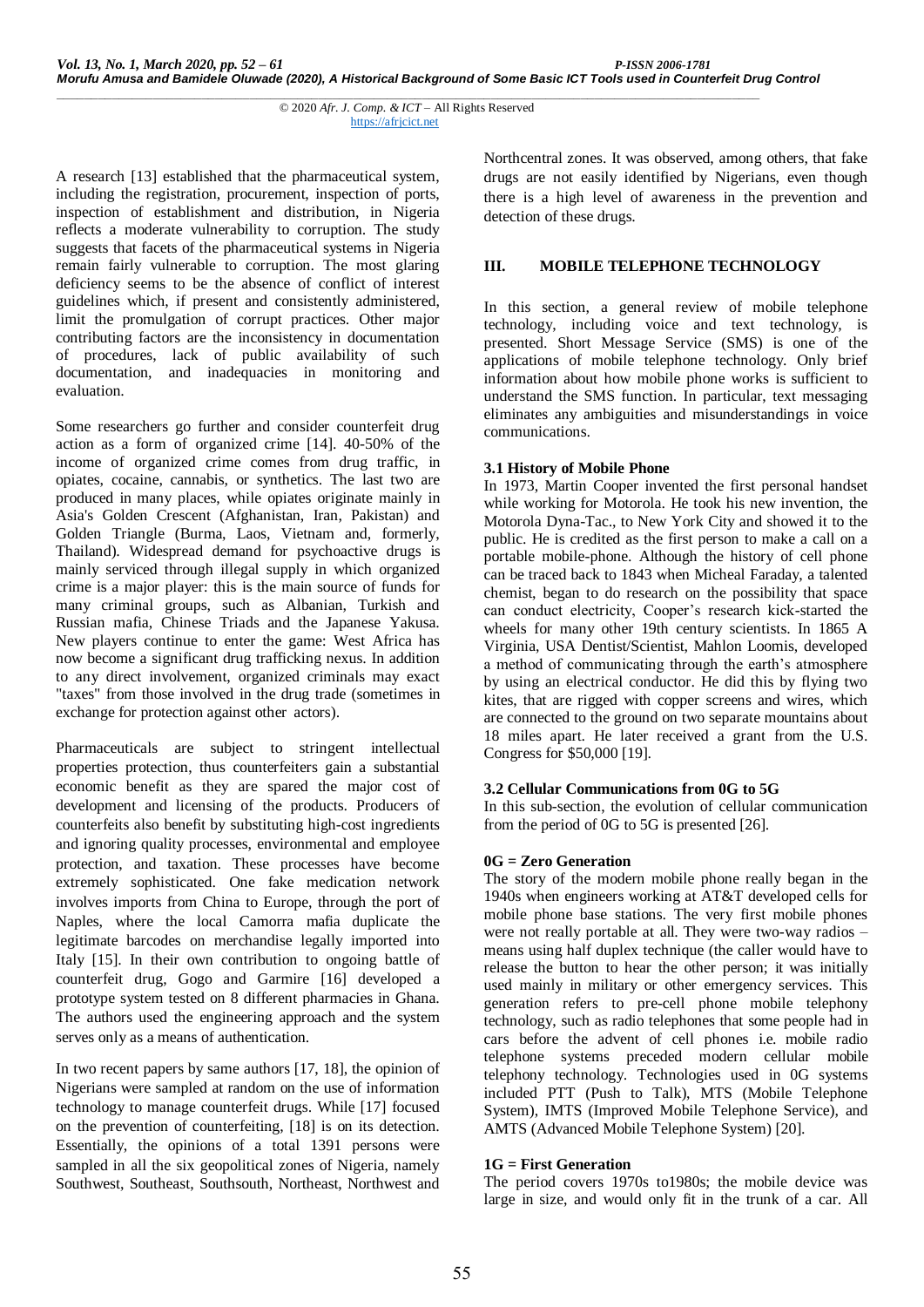A research [13] established that the pharmaceutical system, including the registration, procurement, inspection of ports, inspection of establishment and distribution, in Nigeria reflects a moderate vulnerability to corruption. The study suggests that facets of the pharmaceutical systems in Nigeria remain fairly vulnerable to corruption. The most glaring deficiency seems to be the absence of conflict of interest guidelines which, if present and consistently administered, limit the promulgation of corrupt practices. Other major contributing factors are the inconsistency in documentation of procedures, lack of public availability of such documentation, and inadequacies in monitoring and evaluation.

Some researchers go further and consider counterfeit drug action as a form of organized crime [14]. 40-50% of the income of organized crime comes from drug traffic, in opiates, cocaine, cannabis, or synthetics. The last two are produced in many places, while opiates originate mainly in Asia's Golden Crescent (Afghanistan, Iran, Pakistan) and Golden Triangle (Burma, Laos, Vietnam and, formerly, Thailand). Widespread demand for psychoactive drugs is mainly serviced through illegal supply in which organized crime is a major player: this is the main source of funds for many criminal groups, such as Albanian, Turkish and Russian mafia, Chinese Triads and the Japanese Yakusa. New players continue to enter the game: West Africa has now become a significant drug trafficking nexus. In addition to any direct involvement, organized criminals may exact "taxes" from those involved in the drug trade (sometimes in exchange for protection against other actors).

Pharmaceuticals are subject to stringent intellectual properties protection, thus counterfeiters gain a substantial economic benefit as they are spared the major cost of development and licensing of the products. Producers of counterfeits also benefit by substituting high-cost ingredients and ignoring quality processes, environmental and employee protection, and taxation. These processes have become extremely sophisticated. One fake medication network involves imports from China to Europe, through the port of Naples, where the local Camorra mafia duplicate the legitimate barcodes on merchandise legally imported into Italy [15]. In their own contribution to ongoing battle of counterfeit drug, Gogo and Garmire [16] developed a prototype system tested on 8 different pharmacies in Ghana. The authors used the engineering approach and the system serves only as a means of authentication.

In two recent papers by same authors [17, 18], the opinion of Nigerians were sampled at random on the use of information technology to manage counterfeit drugs. While [17] focused on the prevention of counterfeiting, [18] is on its detection. Essentially, the opinions of a total 1391 persons were sampled in all the six geopolitical zones of Nigeria, namely Southwest, Southeast, Southsouth, Northeast, Northwest and Northcentral zones. It was observed, among others, that fake drugs are not easily identified by Nigerians, even though there is a high level of awareness in the prevention and detection of these drugs.

## III. MOBILE TELEPHONE TECHNOLOGY

In this section, a general review of mobile telephone technology, including voice and text technology, is presented. Short Message Service (SMS) is one of the applications of mobile telephone technology. Only brief information about how mobile phone works is sufficient to understand the SMS function. In particular, text messaging eliminates any ambiguities and misunderstandings in voice communications.

### 3.1 History of Mobile Phone

In 1973, Martin Cooper invented the first personal handset while working for Motorola. He took his new invention, the Motorola Dyna-Tac., to New York City and showed it to the public. He is credited as the first person to make a call on a portable mobile-phone. Although the history of cell phone can be traced back to 1843 when Micheal Faraday, a talented chemist, began to do research on the possibility that space can conduct electricity, Cooper's research kick-started the wheels for many other 19th century scientists. In 1865 A Virginia, USA Dentist/Scientist, Mahlon Loomis, developed a method of communicating through the earth's atmosphere by using an electrical conductor. He did this by flying two kites, that are rigged with copper screens and wires, which are connected to the ground on two separate mountains about 18 miles apart. He later received a grant from the U.S. Congress for $50,000 [19].

### 3.2 Cellular Communications from 0G to 5G

In this sub-section, the evolution of cellular communication from the period of 0G to 5G is presented [26].

**0G = Zero Generation**

The story of the modern mobile phone really began in the 1940s when engineers working at AT&T developed cells for mobile phone base stations. The very first mobile phones were not really portable at all. They were two-way radios – means using half duplex technique (the caller would have to release the button to hear the other person; it was initially used mainly in military or other emergency services. This generation refers to pre-cell phone mobile telephony technology, such as radio telephones that some people had in cars before the advent of cell phones i.e. mobile radio telephone systems preceded modern cellular mobile telephony technology. Technologies used in 0G systems included PTT (Push to Talk), MTS (Mobile Telephone System), IMTS (Improved Mobile Telephone Service), and AMTS (Advanced Mobile Telephone System) [20].

**1G = First Generation**

The period covers 1970s to1980s; the mobile device was large in size, and would only fit in the trunk of a car. All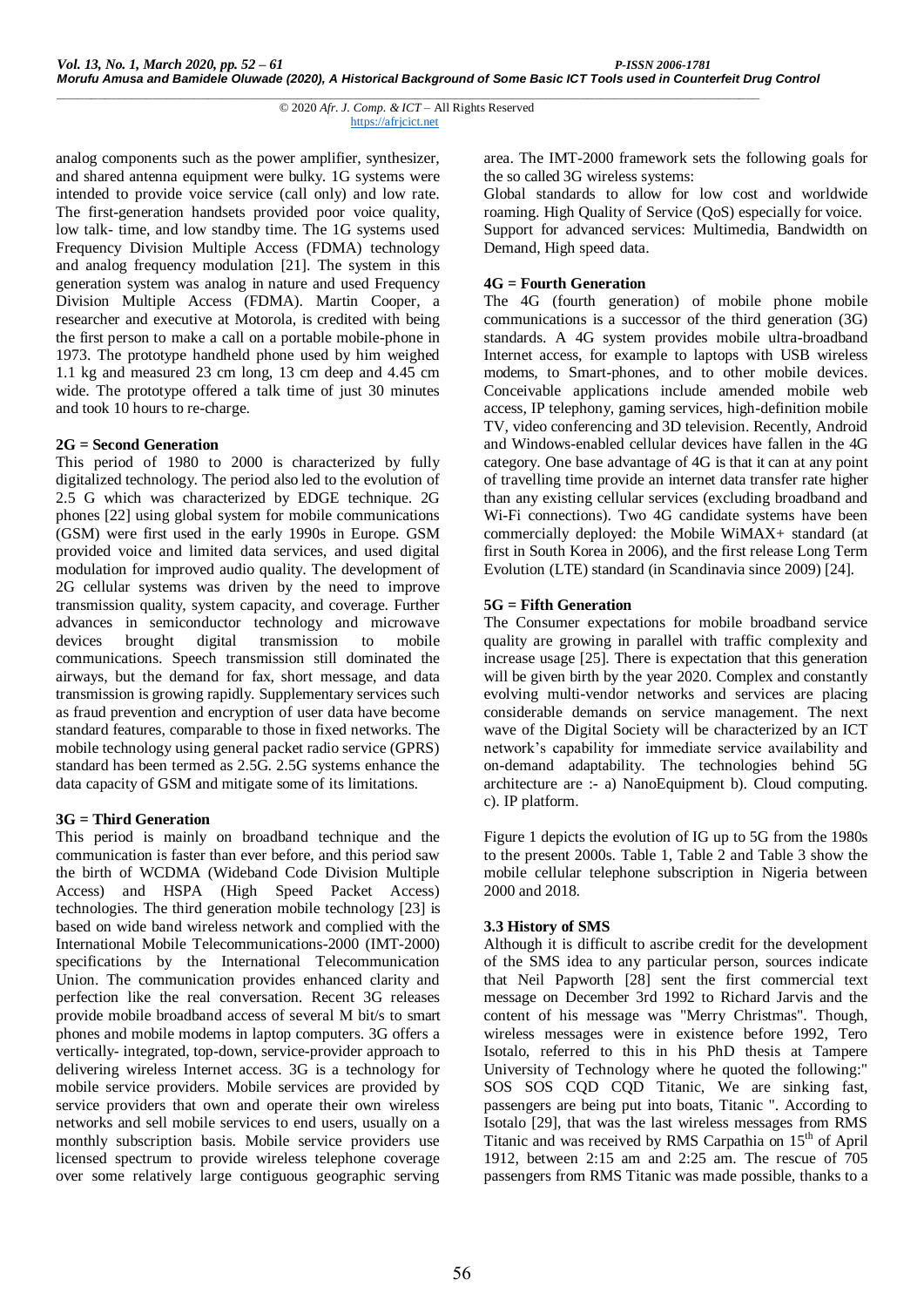analog components such as the power amplifier, synthesizer, and shared antenna equipment were bulky. 1G systems were intended to provide voice service (call only) and low rate. The first-generation handsets provided poor voice quality, low talk- time, and low standby time. The 1G systems used Frequency Division Multiple Access (FDMA) technology and analog frequency modulation [21]. The system in this generation system was analog in nature and used Frequency Division Multiple Access (FDMA). Martin Cooper, a researcher and executive at Motorola, is credited with being the first person to make a call on a portable mobile-phone in 1973. The prototype handheld phone used by him weighed 1.1 kg and measured 23 cm long, 13 cm deep and 4.45 cm wide. The prototype offered a talk time of just 30 minutes and took 10 hours to re-charge.

**2G = Second Generation**

This period of 1980 to 2000 is characterized by fully digitalized technology. The period also led to the evolution of 2.5 G which was characterized by EDGE technique. 2G phones [22] using global system for mobile communications (GSM) were first used in the early 1990s in Europe. GSM provided voice and limited data services, and used digital modulation for improved audio quality. The development of 2G cellular systems was driven by the need to improve transmission quality, system capacity, and coverage. Further advances in semiconductor technology and microwave devices brought digital transmission to mobile communications. Speech transmission still dominated the airways, but the demand for fax, short message, and data transmission is growing rapidly. Supplementary services such as fraud prevention and encryption of user data have become standard features, comparable to those in fixed networks. The mobile technology using general packet radio service (GPRS) standard has been termed as 2.5G. 2.5G systems enhance the data capacity of GSM and mitigate some of its limitations.

**3G = Third Generation**

This period is mainly on broadband technique and the communication is faster than ever before, and this period saw the birth of WCDMA (Wideband Code Division Multiple Access) and HSPA (High Speed Packet Access) technologies. The third generation mobile technology [23] is based on wide band wireless network and complied with the International Mobile Telecommunications-2000 (IMT-2000) specifications by the International Telecommunication Union. The communication provides enhanced clarity and perfection like the real conversation. Recent 3G releases provide mobile broadband access of several M bit/s to smart phones and mobile modems in laptop computers. 3G offers a vertically- integrated, top-down, service-provider approach to delivering wireless Internet access. 3G is a technology for mobile service providers. Mobile services are provided by service providers that own and operate their own wireless networks and sell mobile services to end users, usually on a monthly subscription basis. Mobile service providers use licensed spectrum to provide wireless telephone coverage over some relatively large contiguous geographic serving area. The IMT-2000 framework sets the following goals for the so called 3G wireless systems:

Global standards to allow for low cost and worldwide roaming. High Quality of Service (QoS) especially for voice. Support for advanced services: Multimedia, Bandwidth on Demand, High speed data.

**4G = Fourth Generation**

The 4G (fourth generation) of mobile phone mobile communications is a successor of the third generation (3G) standards. A 4G system provides mobile ultra-broadband Internet access, for example to laptops with USB wireless modems, to Smart-phones, and to other mobile devices. Conceivable applications include amended mobile web access, IP telephony, gaming services, high-definition mobile TV, video conferencing and 3D television. Recently, Android and Windows-enabled cellular devices have fallen in the 4G category. One base advantage of 4G is that it can at any point of travelling time provide an internet data transfer rate higher than any existing cellular services (excluding broadband and Wi-Fi connections). Two 4G candidate systems have been commercially deployed: the Mobile WiMAX+ standard (at first in South Korea in 2006), and the first release Long Term Evolution (LTE) standard (in Scandinavia since 2009) [24].

**5G = Fifth Generation**

The Consumer expectations for mobile broadband service quality are growing in parallel with traffic complexity and increase usage [25]. There is expectation that this generation will be given birth by the year 2020. Complex and constantly evolving multi-vendor networks and services are placing considerable demands on service management. The next wave of the Digital Society will be characterized by an ICT network's capability for immediate service availability and on-demand adaptability. The technologies behind 5G architecture are :- a) NanoEquipment b). Cloud computing. c). IP platform.

Figure 1 depicts the evolution of IG up to 5G from the 1980s to the present 2000s. Table 1, Table 2 and Table 3 show the mobile cellular telephone subscription in Nigeria between 2000 and 2018.

### 3.3 History of SMS

Although it is difficult to ascribe credit for the development of the SMS idea to any particular person, sources indicate that Neil Papworth [28] sent the first commercial text message on December 3rd 1992 to Richard Jarvis and the content of his message was "Merry Christmas". Though, wireless messages were in existence before 1992, Tero Isotalo, referred to this in his PhD thesis at Tampere University of Technology where he quoted the following:" SOS SOS CQD CQD Titanic, We are sinking fast, passengers are being put into boats, Titanic ". According to Isotalo [29], that was the last wireless messages from RMS Titanic and was received by RMS Carpathia on 15th of April 1912, between 2:15 am and 2:25 am. The rescue of 705 passengers from RMS Titanic was made possible, thanks to a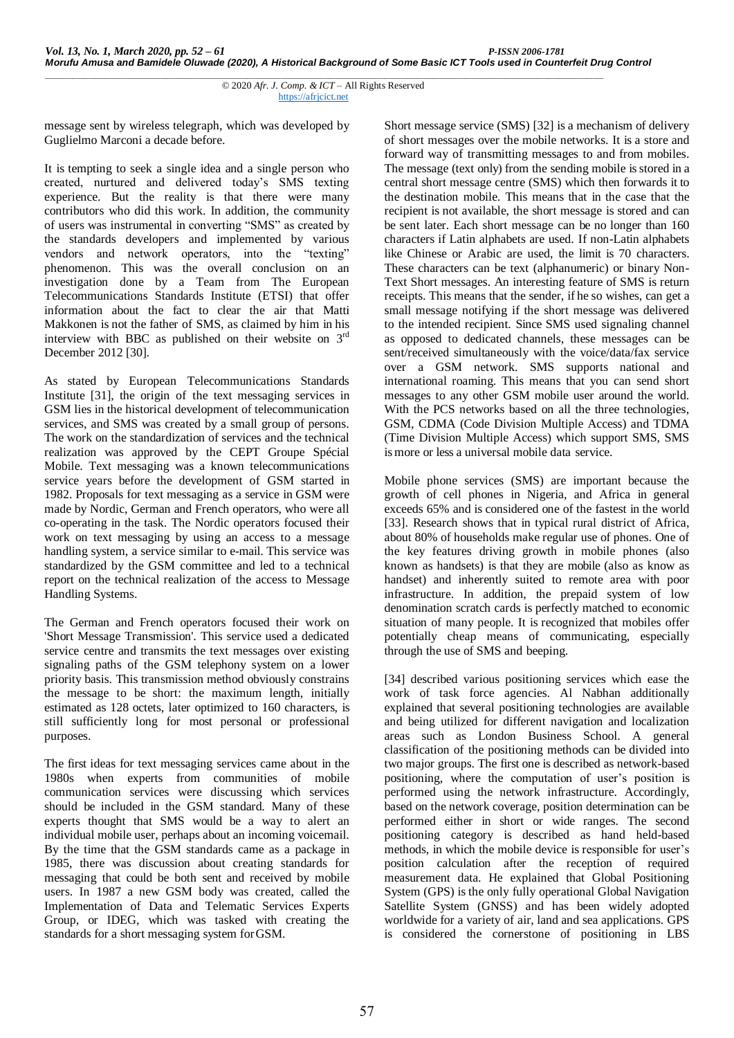message sent by wireless telegraph, which was developed by Guglielmo Marconi a decade before.

It is tempting to seek a single idea and a single person who created, nurtured and delivered today's SMS texting experience. But the reality is that there were many contributors who did this work. In addition, the community of users was instrumental in converting "SMS" as created by the standards developers and implemented by various vendors and network operators, into the "texting" phenomenon. This was the overall conclusion on an investigation done by a Team from The European Telecommunications Standards Institute (ETSI) that offer information about the fact to clear the air that Matti Makkonen is not the father of SMS, as claimed by him in his interview with BBC as published on their website on 3rd December 2012 [30].

As stated by European Telecommunications Standards Institute [31], the origin of the text messaging services in GSM lies in the historical development of telecommunication services, and SMS was created by a small group of persons. The work on the standardization of services and the technical realization was approved by the CEPT Groupe Spécial Mobile. Text messaging was a known telecommunications service years before the development of GSM started in 1982. Proposals for text messaging as a service in GSM were made by Nordic, German and French operators, who were all co-operating in the task. The Nordic operators focused their work on text messaging by using an access to a message handling system, a service similar to e-mail. This service was standardized by the GSM committee and led to a technical report on the technical realization of the access to Message Handling Systems.

The German and French operators focused their work on 'Short Message Transmission'. This service used a dedicated service centre and transmits the text messages over existing signaling paths of the GSM telephony system on a lower priority basis. This transmission method obviously constrains the message to be short: the maximum length, initially estimated as 128 octets, later optimized to 160 characters, is still sufficiently long for most personal or professional purposes.

The first ideas for text messaging services came about in the 1980s when experts from communities of mobile communication services were discussing which services should be included in the GSM standard. Many of these experts thought that SMS would be a way to alert an individual mobile user, perhaps about an incoming voicemail. By the time that the GSM standards came as a package in 1985, there was discussion about creating standards for messaging that could be both sent and received by mobile users. In 1987 a new GSM body was created, called the Implementation of Data and Telematic Services Experts Group, or IDEG, which was tasked with creating the standards for a short messaging system for GSM.

Short message service (SMS) [32] is a mechanism of delivery of short messages over the mobile networks. It is a store and forward way of transmitting messages to and from mobiles. The message (text only) from the sending mobile is stored in a central short message centre (SMS) which then forwards it to the destination mobile. This means that in the case that the recipient is not available, the short message is stored and can be sent later. Each short message can be no longer than 160 characters if Latin alphabets are used. If non-Latin alphabets like Chinese or Arabic are used, the limit is 70 characters. These characters can be text (alphanumeric) or binary Non-Text Short messages. An interesting feature of SMS is return receipts. This means that the sender, if he so wishes, can get a small message notifying if the short message was delivered to the intended recipient. Since SMS used signaling channel as opposed to dedicated channels, these messages can be sent/received simultaneously with the voice/data/fax service over a GSM network. SMS supports national and international roaming. This means that you can send short messages to any other GSM mobile user around the world. With the PCS networks based on all the three technologies, GSM, CDMA (Code Division Multiple Access) and TDMA (Time Division Multiple Access) which support SMS, SMS is more or less a universal mobile data service.

Mobile phone services (SMS) are important because the growth of cell phones in Nigeria, and Africa in general exceeds 65% and is considered one of the fastest in the world [33]. Research shows that in typical rural district of Africa, about 80% of households make regular use of phones. One of the key features driving growth in mobile phones (also known as handsets) is that they are mobile (also as know as handset) and inherently suited to remote area with poor infrastructure. In addition, the prepaid system of low denomination scratch cards is perfectly matched to economic situation of many people. It is recognized that mobiles offer potentially cheap means of communicating, especially through the use of SMS and beeping.

[34] described various positioning services which ease the work of task force agencies. Al Nabhan additionally explained that several positioning technologies are available and being utilized for different navigation and localization areas such as London Business School. A general classification of the positioning methods can be divided into two major groups. The first one is described as network-based positioning, where the computation of user's position is performed using the network infrastructure. Accordingly, based on the network coverage, position determination can be performed either in short or wide ranges. The second positioning category is described as hand held-based methods, in which the mobile device is responsible for user's position calculation after the reception of required measurement data. He explained that Global Positioning System (GPS) is the only fully operational Global Navigation Satellite System (GNSS) and has been widely adopted worldwide for a variety of air, land and sea applications. GPS is considered the cornerstone of positioning in LBS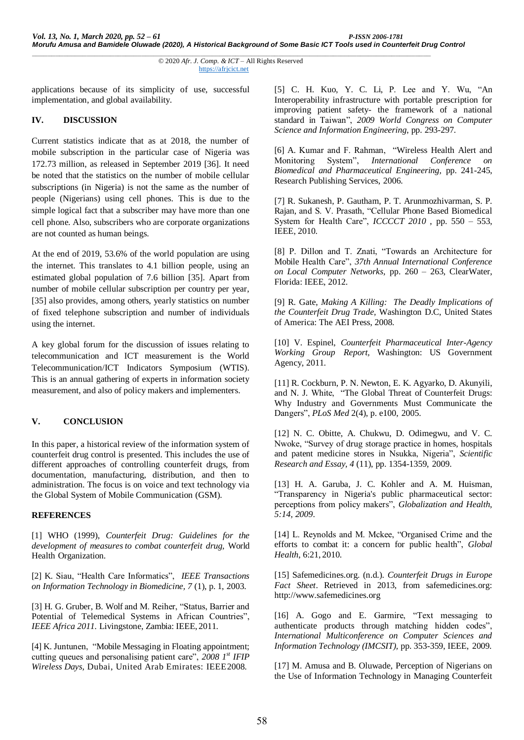applications because of its simplicity of use, successful implementation, and global availability.

## IV. DISCUSSION

Current statistics indicate that as at 2018, the number of mobile subscription in the particular case of Nigeria was 172.73 million, as released in September 2019 [36]. It need be noted that the statistics on the number of mobile cellular subscriptions (in Nigeria) is not the same as the number of people (Nigerians) using cell phones. This is due to the simple logical fact that a subscriber may have more than one cell phone. Also, subscribers who are corporate organizations are not counted as human beings.

At the end of 2019, 53.6% of the world population are using the internet. This translates to 4.1 billion people, using an estimated global population of 7.6 billion [35]. Apart from number of mobile cellular subscription per country per year, [35] also provides, among others, yearly statistics on number of fixed telephone subscription and number of individuals using the internet.

A key global forum for the discussion of issues relating to telecommunication and ICT measurement is the World Telecommunication/ICT Indicators Symposium (WTIS). This is an annual gathering of experts in information society measurement, and also of policy makers and implementers.

## V. CONCLUSION

In this paper, a historical review of the information system of counterfeit drug control is presented. This includes the use of different approaches of controlling counterfeit drugs, from documentation, manufacturing, distribution, and then to administration. The focus is on voice and text technology via the Global System of Mobile Communication (GSM).

## REFERENCES

[1] WHO (1999), *Counterfeit Drug: Guidelines for the development of measures to combat counterfeit drug,* World Health Organization.

[2] K. Siau, "Health Care Informatics", *IEEE Transactions on Information Technology in Biomedicine, 7* (1), p. 1, 2003.

[3] H. G. Gruber, B. Wolf and M. Reiher, "Status, Barrier and Potential of Telemedical Systems in African Countries", *IEEE Africa 2011.* Livingstone, Zambia: IEEE, 2011.

[4] K. Juntunen, "Mobile Messaging in Floating appointment; cutting queues and personalising patient care", *2008 1st IFIP Wireless Days,* Dubai, United Arab Emirates: IEEE 2008.

[5] C. H. Kuo, Y. C. Li, P. Lee and Y. Wu, "An Interoperability infrastructure with portable prescription for improving patient safety- the framework of a national standard in Taiwan", *2009 World Congress on Computer Science and Information Engineering*, pp. 293-297.

[6] A. Kumar and F. Rahman, "Wireless Health Alert and Monitoring System", *International Conference on Biomedical and Pharmaceutical Engineering,* pp. 241-245, Research Publishing Services, 2006.

[7] R. Sukanesh, P. Gautham, P. T. Arunmozhivarman, S. P. Rajan, and S. V. Prasath, "Cellular Phone Based Biomedical System for Health Care", *ICCCCT 2010* , pp. 550 – 553, IEEE, 2010.

[8] P. Dillon and T. Znati, "Towards an Architecture for Mobile Health Care", *37th Annual International Conference on Local Computer Networks,* pp. 260 – 263, ClearWater, Florida: IEEE, 2012.

[9] R. Gate, *Making A Killing: The Deadly Implications of the Counterfeit Drug Trade,* Washington D.C, United States of America: The AEI Press, 2008.

[10] V. Espinel, *Counterfeit Pharmaceutical Inter-Agency Working Group Report,* Washington: US Government Agency, 2011.

[11] R. Cockburn, P. N. Newton, E. K. Agyarko, D. Akunyili, and N. J. White, "The Global Threat of Counterfeit Drugs: Why Industry and Governments Must Communicate the Dangers", *PLoS Med* 2(4), p. e100, 2005.

[12] N. C. Obitte, A. Chukwu, D. Odimegwu, and V. C. Nwoke, "Survey of drug storage practice in homes, hospitals and patent medicine stores in Nsukka, Nigeria", *Scientific Research and Essay, 4* (11), pp. 1354-1359, 2009.

[13] H. A. Garuba, J. C. Kohler and A. M. Huisman, "Transparency in Nigeria's public pharmaceutical sector: perceptions from policy makers", *Globalization and Health, 5:14, 2009*.

[14] L. Reynolds and M. Mckee, "Organised Crime and the efforts to combat it: a concern for public health", *Global Health*, 6:21, 2010.

[15] Safemedicines.org. (n.d.). *Counterfeit Drugs in Europe Fact Sheet*. Retrieved in 2013, from safemedicines.org: http://www.safemedicines.org

[16] A. Gogo and E. Garmire, "Text messaging to authenticate products through matching hidden codes", *International Multiconference on Computer Sciences and Information Technology (IMCSIT),* pp. 353-359, IEEE, 2009.

[17] M. Amusa and B. Oluwade, Perception of Nigerians on the Use of Information Technology in Managing Counterfeit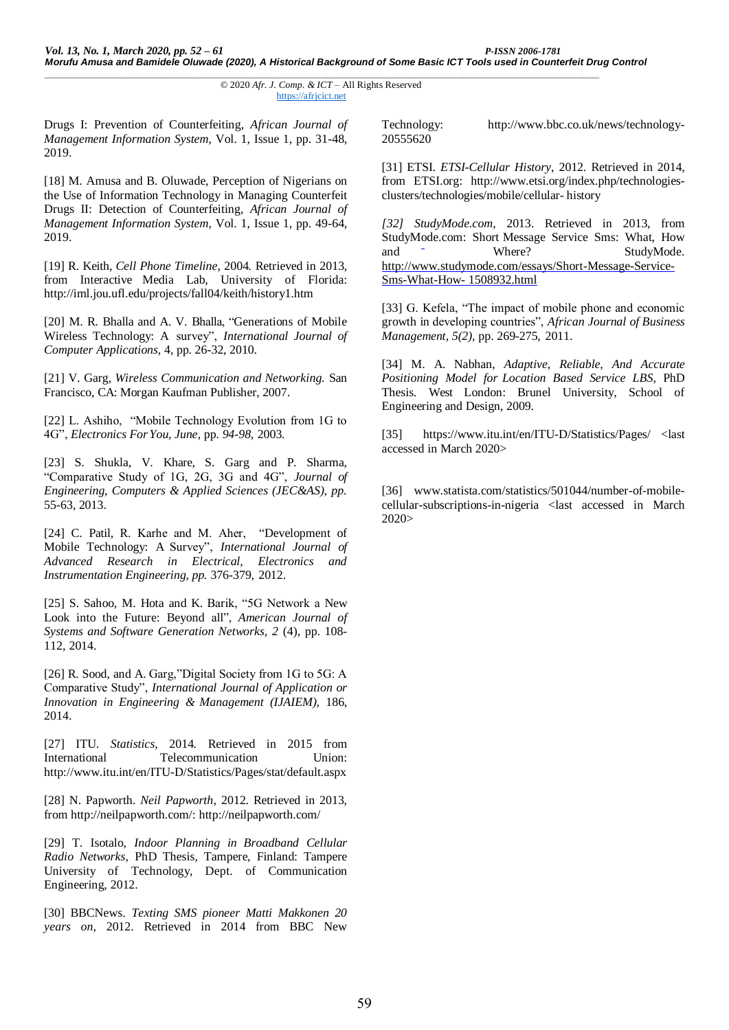Drugs I: Prevention of Counterfeiting, *African Journal of Management Information System*, Vol. 1, Issue 1, pp. 31-48, 2019.

[18] M. Amusa and B. Oluwade, Perception of Nigerians on the Use of Information Technology in Managing Counterfeit Drugs II: Detection of Counterfeiting, *African Journal of Management Information System*, Vol. 1, Issue 1, pp. 49-64, 2019.

[19] R. Keith, *Cell Phone Timeline*, 2004. Retrieved in 2013, from Interactive Media Lab, University of Florida: http://iml.jou.ufl.edu/projects/fall04/keith/history1.htm

[20] M. R. Bhalla and A. V. Bhalla, "Generations of Mobile Wireless Technology: A survey", *International Journal of Computer Applications*, 4, pp. 26-32, 2010.

[21] V. Garg, *Wireless Communication and Networking.* San Francisco, CA: Morgan Kaufman Publisher, 2007.

[22] L. Ashiho, "Mobile Technology Evolution from 1G to 4G", *Electronics For You, June*, pp. *94-98,* 2003.

[23] S. Shukla, V. Khare, S. Garg and P. Sharma, "Comparative Study of 1G, 2G, 3G and 4G", *Journal of Engineering, Computers & Applied Sciences (JEC&AS), pp.* 55-63, 2013.

[24] C. Patil, R. Karhe and M. Aher, "Development of Mobile Technology: A Survey", *International Journal of Advanced Research in Electrical, Electronics and Instrumentation Engineering, pp.* 376-379, 2012.

[25] S. Sahoo, M. Hota and K. Barik, "5G Network a New Look into the Future: Beyond all", *American Journal of Systems and Software Generation Networks, 2* (4), pp. 108-112, 2014.

[26] R. Sood, and A. Garg,"Digital Society from 1G to 5G: A Comparative Study", *International Journal of Application or Innovation in Engineering & Management (IJAIEM),* 186, 2014.

[27] ITU. *Statistics*, 2014. Retrieved in 2015 from International Telecommunication Union: http://www.itu.int/en/ITU-D/Statistics/Pages/stat/default.aspx

[28] N. Papworth. *Neil Papworth*, 2012. Retrieved in 2013, from http://neilpapworth.com/: http://neilpapworth.com/

[29] T. Isotalo, *Indoor Planning in Broadband Cellular Radio Networks*, PhD Thesis, Tampere, Finland: Tampere University of Technology, Dept. of Communication Engineering, 2012.

[30] BBCNews. *Texting SMS pioneer Matti Makkonen 20 years on*, 2012. Retrieved in 2014 from BBC New Technology: http://www.bbc.co.uk/news/technology-20555620

[31] ETSI. *ETSI-Cellular History*, 2012. Retrieved in 2014, from ETSI.org: http://www.etsi.org/index.php/technologies-clusters/technologies/mobile/cellular- history

*[32] StudyMode.com*, 2013. Retrieved in 2013, from StudyMode.com: Short Message Service Sms: What, How and Where? StudyMode. http://www.studymode.com/essays/Short-Message-Service-Sms-What-How- 1508932.html

[33] G. Kefela, "The impact of mobile phone and economic growth in developing countries", *African Journal of Business Management, 5(2)*, pp. 269-275, 2011.

[34] M. A. Nabhan, *Adaptive, Reliable, And Accurate Positioning Model for Location Based Service LBS*, PhD Thesis. West London: Brunel University, School of Engineering and Design, 2009.

[35] https://www.itu.int/en/ITU-D/Statistics/Pages/ <last accessed in March 2020>

[36] www.statista.com/statistics/501044/number-of-mobile-cellular-subscriptions-in-nigeria <last accessed in March 2020>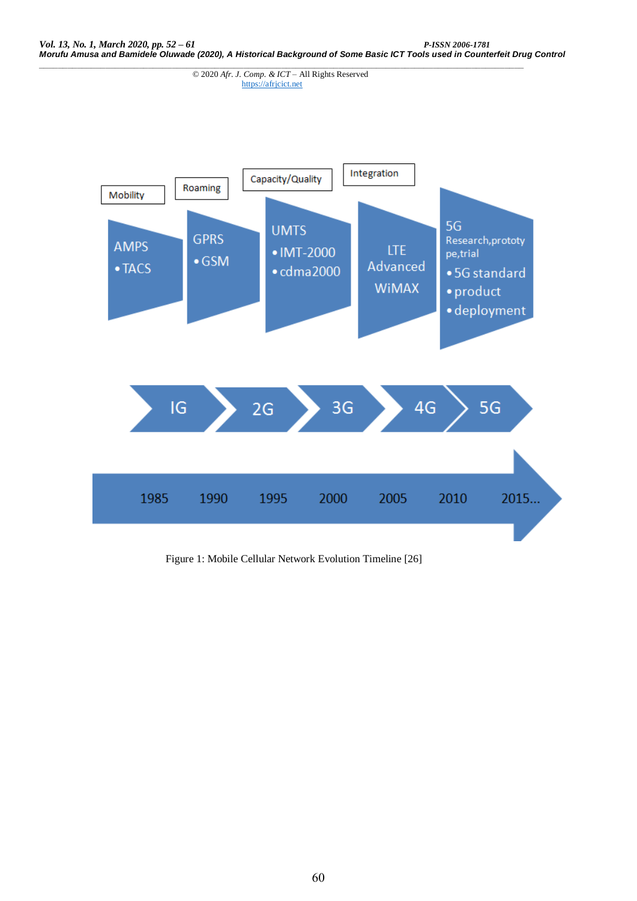Mobility

AMPS
- TACS

Roaming

GPRS
- GSM

Capacity/Quality

UMTS
- IMT-2000
- cdma2000

Integration

LTE Advanced WiMAX

5G Research,prototy pe,trial
- 5G standard
- product
- deployment

IG | 2G | 3G | 4G | 5G

1985 | 1990 | 1995 | 2000 | 2005 | 2010 | 2015...

Figure 1: Mobile Cellular Network Evolution Timeline [26]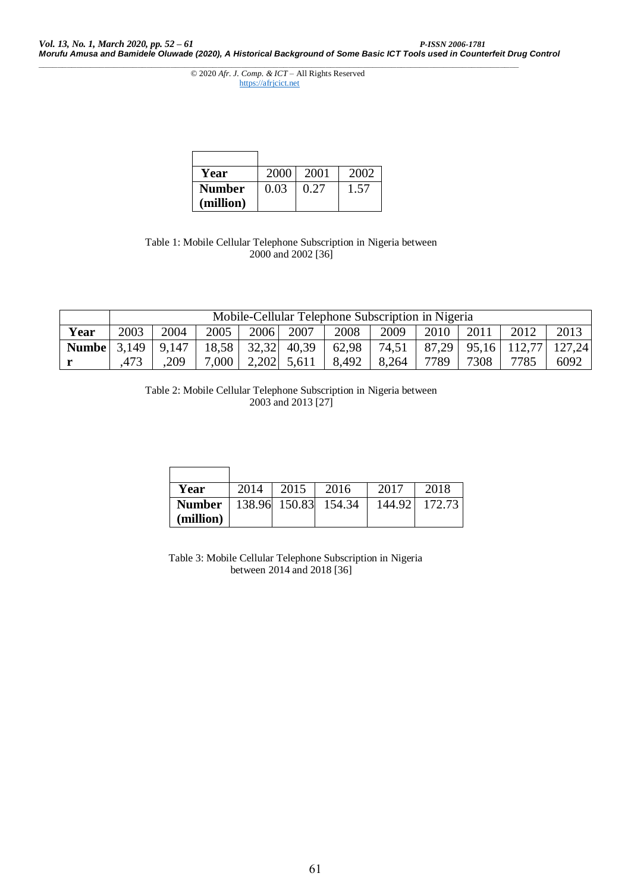| | | | |
|---|---|---|---|
| **Year** | 2000 | 2001 | 2002 |
| **Number (million)** | 0.03 | 0.27 | 1.57 |

Table 1: Mobile Cellular Telephone Subscription in Nigeria between 2000 and 2002 [36]

| | Mobile-Cellular Telephone Subscription in Nigeria | | | | | | | | | | |
|---|---|---|---|---|---|---|---|---|---|---|---|
| **Year** | 2003 | 2004 | 2005 | 2006 | 2007 | 2008 | 2009 | 2010 | 2011 | 2012 | 2013 |
| **Number** | 3,149,473 | 9,147,209 | 18,587,000 | 32,322,202 | 40,395,611 | 62,988,492 | 74,518,264 | 87,297789 | 95,167308 | 112,777785 | 127,246092 |

Table 2: Mobile Cellular Telephone Subscription in Nigeria between 2003 and 2013 [27]

| | | | | | |
|---|---|---|---|---|---|
| **Year** | 2014 | 2015 | 2016 | 2017 | 2018 |
| **Number (million)** | 138.96 | 150.83 | 154.34 | 144.92 | 172.73 |

Table 3: Mobile Cellular Telephone Subscription in Nigeria between 2014 and 2018 [36]